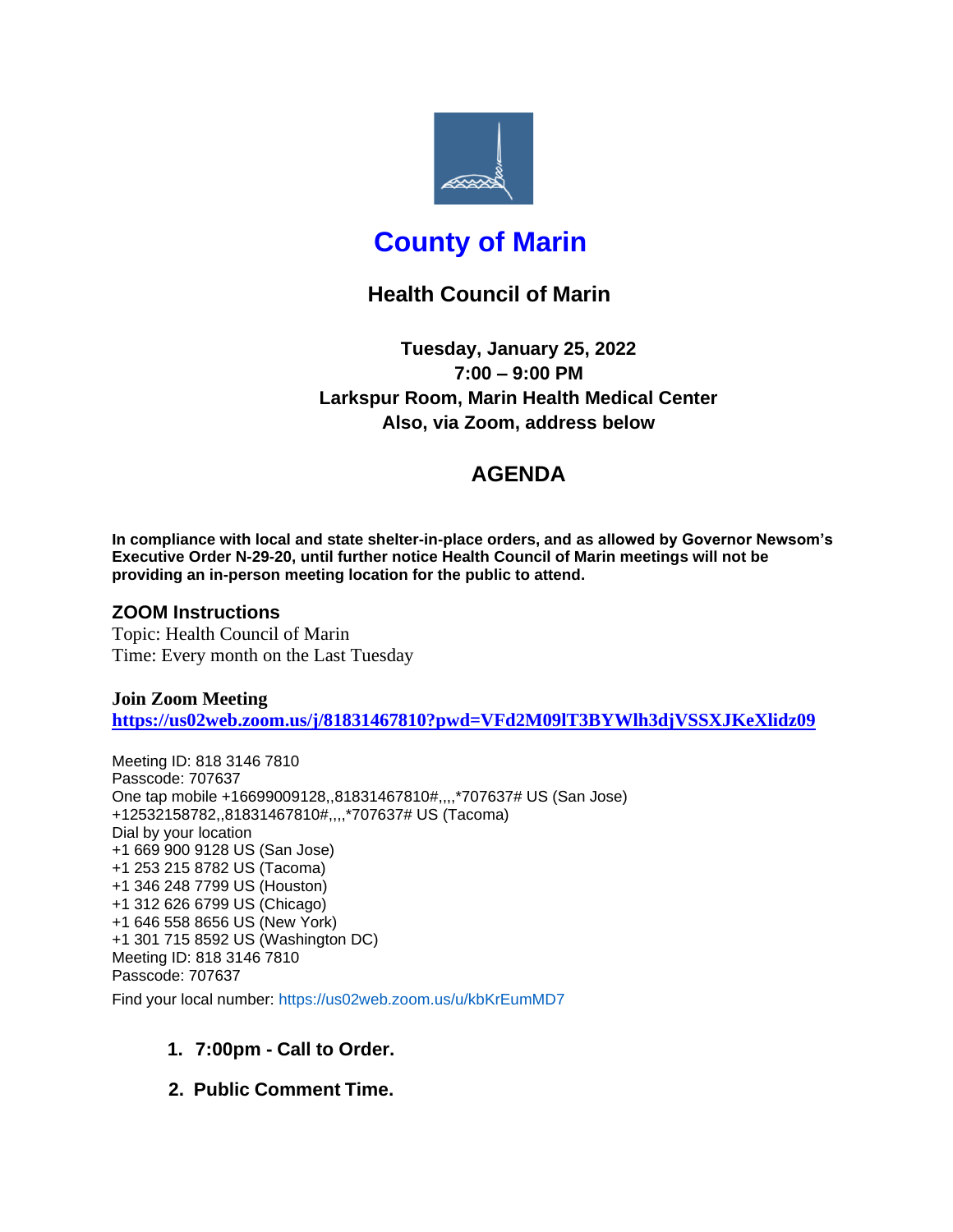# County of Marin

## Health Council of Marin

**Tuesday, January 25, 2022**
**7:00 – 9:00 PM**
**Larkspur Room, Marin Health Medical Center**
**Also, via Zoom, address below**

## AGENDA

**In compliance with local and state shelter-in-place orders, and as allowed by Governor Newsom's Executive Order N-29-20, until further notice Health Council of Marin meetings will not be providing an in-person meeting location for the public to attend.**

### ZOOM Instructions

Topic: Health Council of Marin
Time: Every month on the Last Tuesday

**Join Zoom Meeting**
**https://us02web.zoom.us/j/81831467810?pwd=VFd2M09lT3BYWlh3djVSSXJKeXlidz09**

Meeting ID: 818 3146 7810
Passcode: 707637
One tap mobile +16699009128,,81831467810#,,,,*707637# US (San Jose)
+12532158782,,81831467810#,,,,*707637# US (Tacoma)
Dial by your location
+1 669 900 9128 US (San Jose)
+1 253 215 8782 US (Tacoma)
+1 346 248 7799 US (Houston)
+1 312 626 6799 US (Chicago)
+1 646 558 8656 US (New York)
+1 301 715 8592 US (Washington DC)
Meeting ID: 818 3146 7810
Passcode: 707637

Find your local number: https://us02web.zoom.us/u/kbKrEumMD7

1. **7:00pm - Call to Order.**
2. **Public Comment Time.**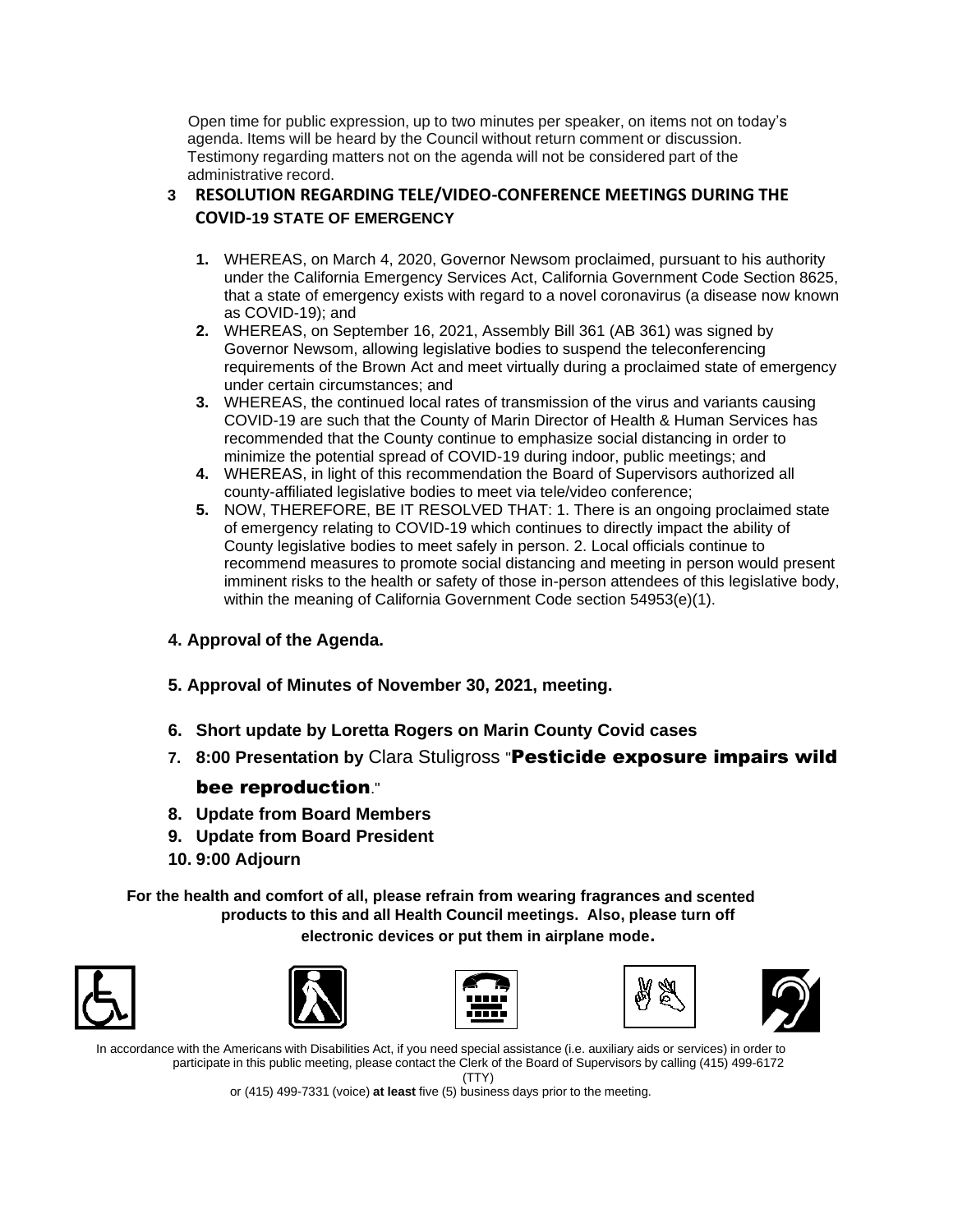Open time for public expression, up to two minutes per speaker, on items not on today's agenda. Items will be heard by the Council without return comment or discussion. Testimony regarding matters not on the agenda will not be considered part of the administrative record.

**3 RESOLUTION REGARDING TELE/VIDEO-CONFERENCE MEETINGS DURING THE COVID-19 STATE OF EMERGENCY**

1. WHEREAS, on March 4, 2020, Governor Newsom proclaimed, pursuant to his authority under the California Emergency Services Act, California Government Code Section 8625, that a state of emergency exists with regard to a novel coronavirus (a disease now known as COVID-19); and
2. WHEREAS, on September 16, 2021, Assembly Bill 361 (AB 361) was signed by Governor Newsom, allowing legislative bodies to suspend the teleconferencing requirements of the Brown Act and meet virtually during a proclaimed state of emergency under certain circumstances; and
3. WHEREAS, the continued local rates of transmission of the virus and variants causing COVID-19 are such that the County of Marin Director of Health & Human Services has recommended that the County continue to emphasize social distancing in order to minimize the potential spread of COVID-19 during indoor, public meetings; and
4. WHEREAS, in light of this recommendation the Board of Supervisors authorized all county-affiliated legislative bodies to meet via tele/video conference;
5. NOW, THEREFORE, BE IT RESOLVED THAT: 1. There is an ongoing proclaimed state of emergency relating to COVID-19 which continues to directly impact the ability of County legislative bodies to meet safely in person. 2. Local officials continue to recommend measures to promote social distancing and meeting in person would present imminent risks to the health or safety of those in-person attendees of this legislative body, within the meaning of California Government Code section 54953(e)(1).

**4. Approval of the Agenda.**

**5. Approval of Minutes of November 30, 2021, meeting.**

**6. Short update by Loretta Rogers on Marin County Covid cases**

**7. 8:00 Presentation by** Clara Stuligross "**Pesticide exposure impairs wild bee reproduction**."

**8. Update from Board Members**

**9. Update from Board President**

**10. 9:00 Adjourn**

**For the health and comfort of all, please refrain from wearing fragrances and scented products to this and all Health Council meetings. Also, please turn off electronic devices or put them in airplane mode.**

In accordance with the Americans with Disabilities Act, if you need special assistance (i.e. auxiliary aids or services) in order to participate in this public meeting, please contact the Clerk of the Board of Supervisors by calling (415) 499-6172 (TTY) or (415) 499-7331 (voice) **at least** five (5) business days prior to the meeting.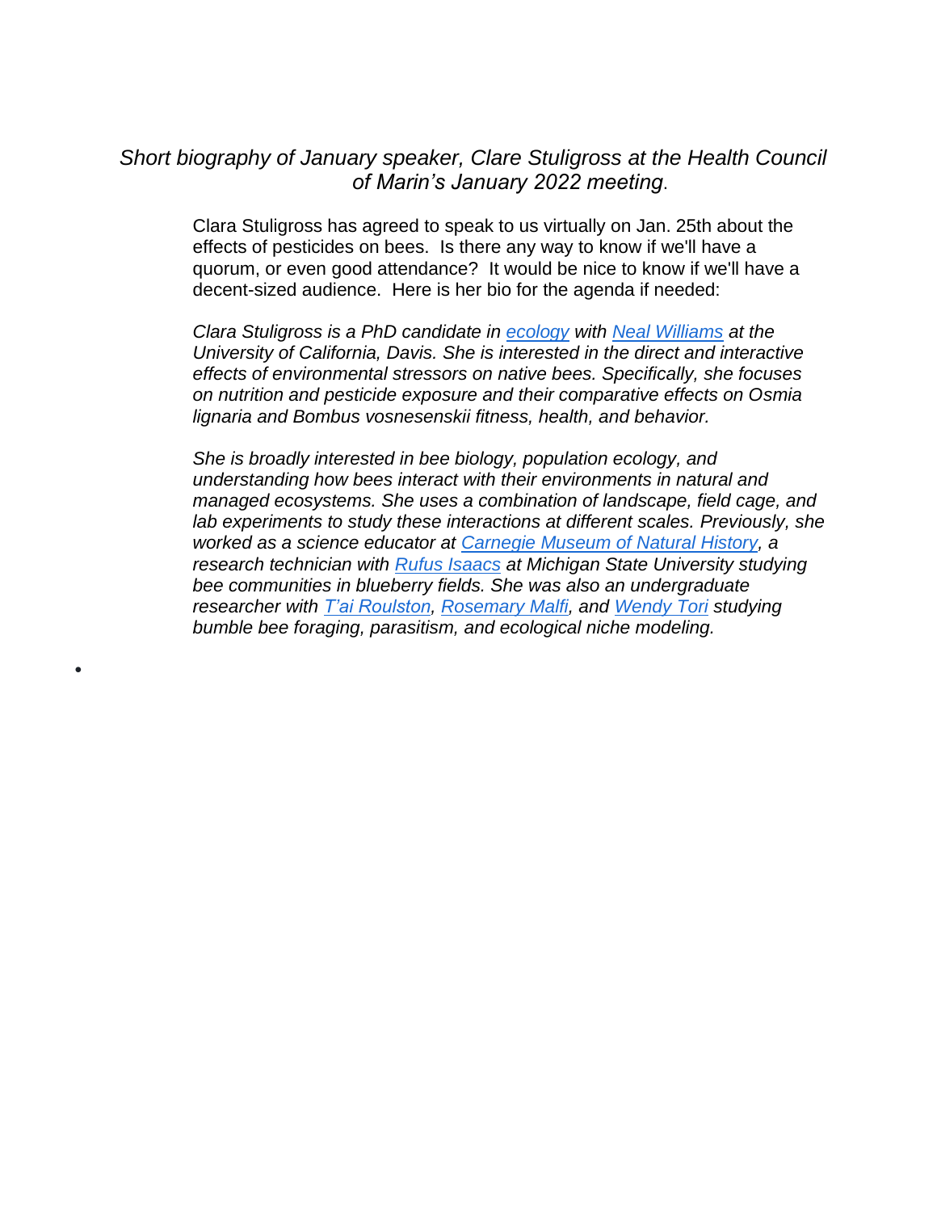*Short biography of January speaker, Clare Stuligross at the Health Council of Marin's January 2022 meeting.*

Clara Stuligross has agreed to speak to us virtually on Jan. 25th about the effects of pesticides on bees. Is there any way to know if we'll have a quorum, or even good attendance? It would be nice to know if we'll have a decent-sized audience. Here is her bio for the agenda if needed:

*Clara Stuligross is a PhD candidate in [ecology](#) with [Neal Williams](#) at the University of California, Davis. She is interested in the direct and interactive effects of environmental stressors on native bees. Specifically, she focuses on nutrition and pesticide exposure and their comparative effects on Osmia lignaria and Bombus vosnesenskii fitness, health, and behavior.*

*She is broadly interested in bee biology, population ecology, and understanding how bees interact with their environments in natural and managed ecosystems. She uses a combination of landscape, field cage, and lab experiments to study these interactions at different scales. Previously, she worked as a science educator at [Carnegie Museum of Natural History](#), a research technician with [Rufus Isaacs](#) at Michigan State University studying bee communities in blueberry fields. She was also an undergraduate researcher with [T'ai Roulston](#), [Rosemary Malfi](#), and [Wendy Tori](#) studying bumble bee foraging, parasitism, and ecological niche modeling.*

-